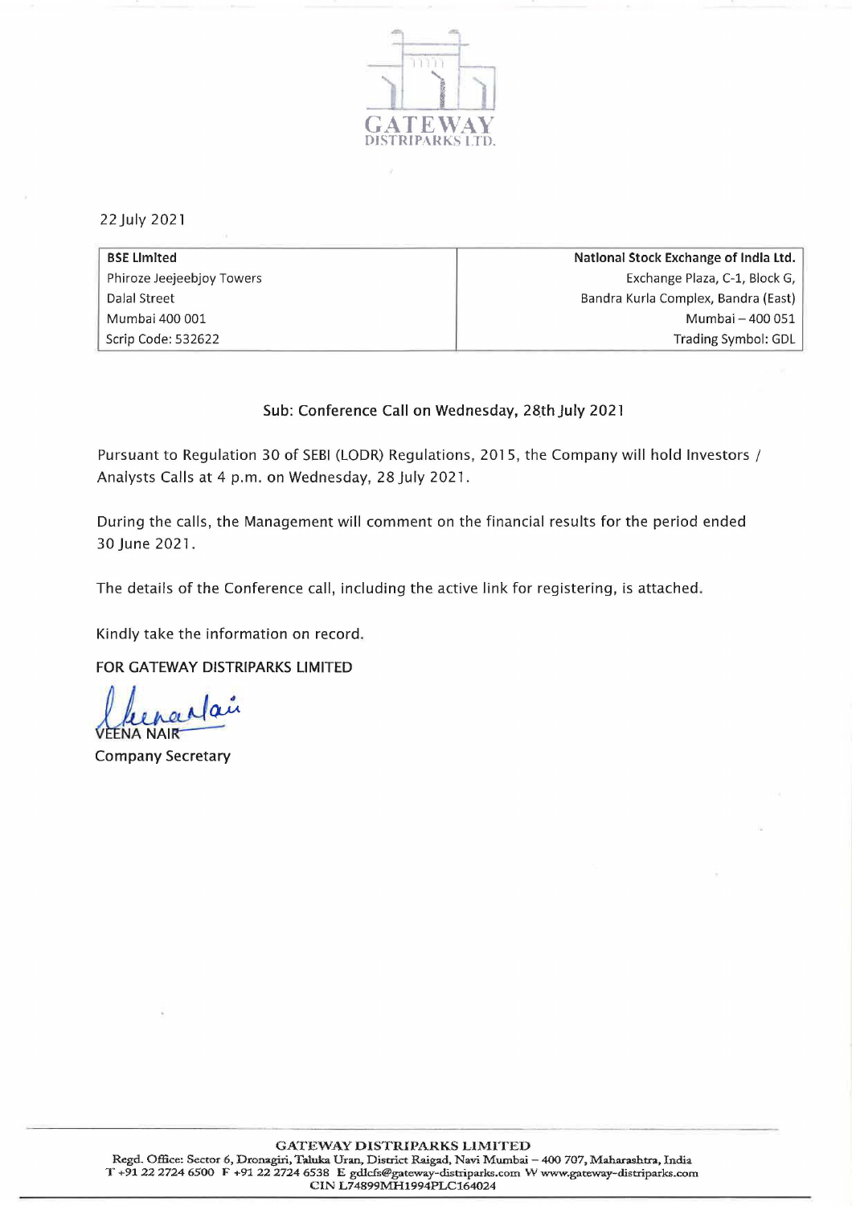GATEWAY
DISTRIPARKS LTD.

22 July 2021

| **BSE Limited** | **National Stock Exchange of India Ltd.** |
|---|---|
| Phiroze Jeejeebjoy Towers | Exchange Plaza, C-1, Block G, |
| Dalal Street | Bandra Kurla Complex, Bandra (East) |
| Mumbai 400 001 | Mumbai – 400 051 |
| Scrip Code: 532622 | Trading Symbol: GDL |

Sub: Conference Call on Wednesday, 28th July 2021

Pursuant to Regulation 30 of SEBI (LODR) Regulations, 2015, the Company will hold Investors / Analysts Calls at 4 p.m. on Wednesday, 28 July 2021.

During the calls, the Management will comment on the financial results for the period ended 30 June 2021.

The details of the Conference call, including the active link for registering, is attached.

Kindly take the information on record.

FOR GATEWAY DISTRIPARKS LIMITED

VEENA NAIR
Company Secretary

**GATEWAY DISTRIPARKS LIMITED**
Regd. Office: Sector 6, Dronagiri, Taluka Uran, District Raigad, Navi Mumbai – 400 707, Maharashtra, India
T +91 22 2724 6500 F +91 22 2724 6538 E gdlcfs@gateway-distriparks.com W www.gateway-distriparks.com
CIN L74899MH1994PLC164024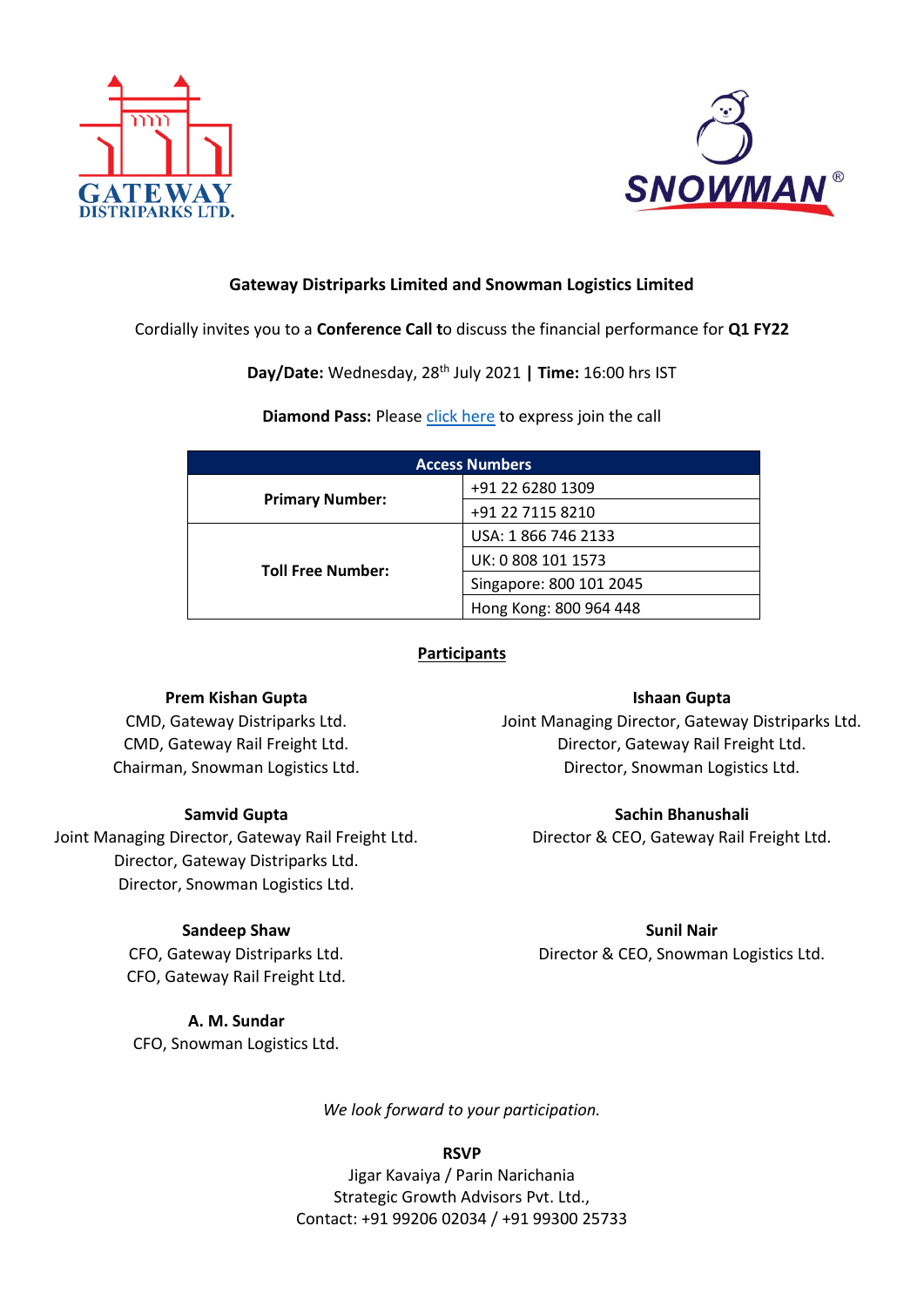GATEWAY
DISTRIPARKS LTD.

SNOWMAN®

**Gateway Distriparks Limited and Snowman Logistics Limited**

Cordially invites you to a **Conference Call t**o discuss the financial performance for **Q1 FY22**

**Day/Date:** Wednesday, 28th July 2021 **|** **Time:** 16:00 hrs IST

**Diamond Pass:** Please click here to express join the call

| Access Numbers | |
|---|---|
| **Primary Number:** | +91 22 6280 1309 |
| | +91 22 7115 8210 |
| **Toll Free Number:** | USA: 1 866 746 2133 |
| | UK: 0 808 101 1573 |
| | Singapore: 800 101 2045 |
| | Hong Kong: 800 964 448 |

**Participants**

**Prem Kishan Gupta**
CMD, Gateway Distriparks Ltd.
CMD, Gateway Rail Freight Ltd.
Chairman, Snowman Logistics Ltd.

**Ishaan Gupta**
Joint Managing Director, Gateway Distriparks Ltd.
Director, Gateway Rail Freight Ltd.
Director, Snowman Logistics Ltd.

**Samvid Gupta**
Joint Managing Director, Gateway Rail Freight Ltd.
Director, Gateway Distriparks Ltd.
Director, Snowman Logistics Ltd.

**Sachin Bhanushali**
Director & CEO, Gateway Rail Freight Ltd.

**Sandeep Shaw**
CFO, Gateway Distriparks Ltd.
CFO, Gateway Rail Freight Ltd.

**Sunil Nair**
Director & CEO, Snowman Logistics Ltd.

**A. M. Sundar**
CFO, Snowman Logistics Ltd.

*We look forward to your participation.*

**RSVP**
Jigar Kavaiya / Parin Narichania
Strategic Growth Advisors Pvt. Ltd.,
Contact: +91 99206 02034 / +91 99300 25733